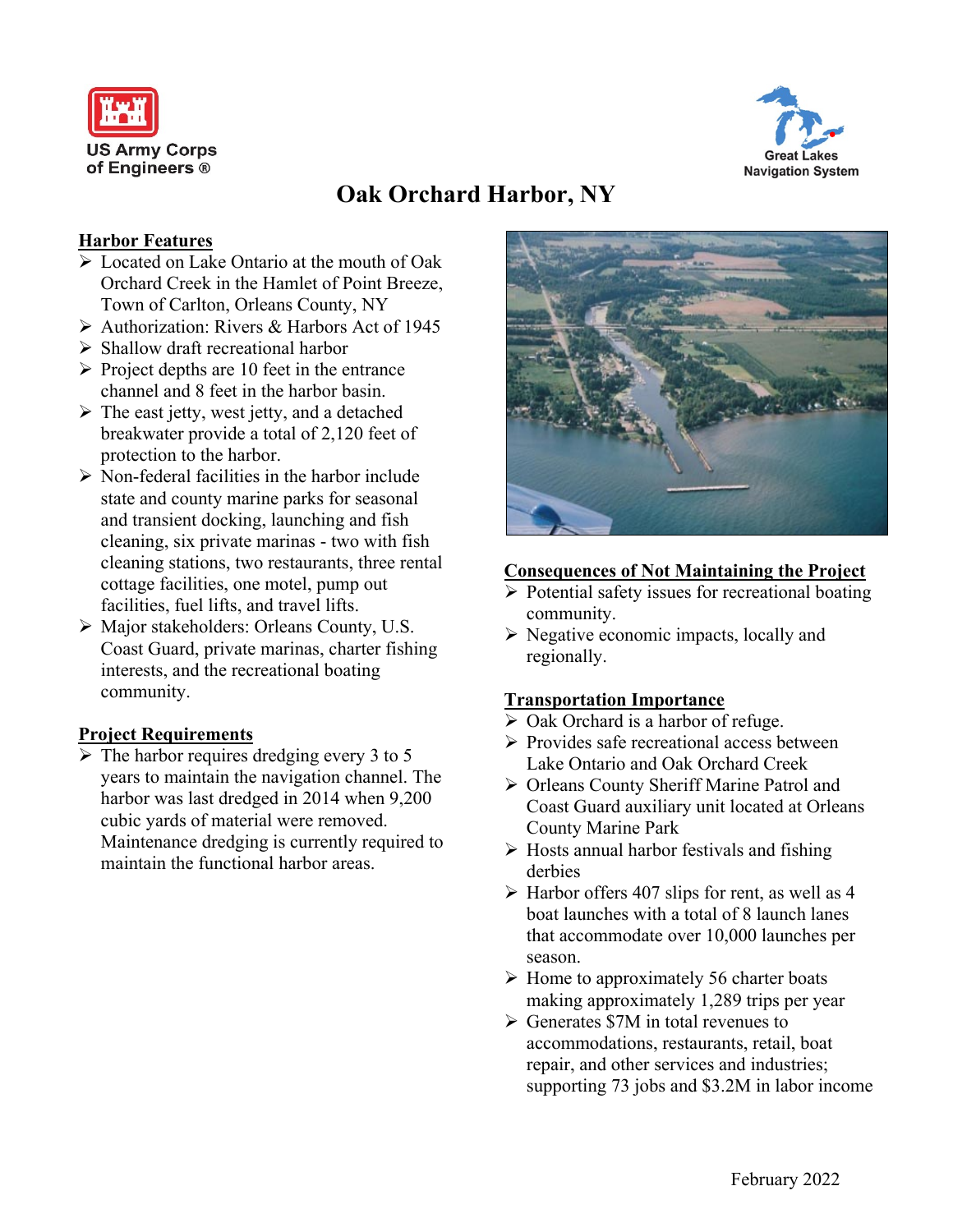US Army Corps of Engineers ®

Great Lakes Navigation System

# Oak Orchard Harbor, NY

## Harbor Features

- Located on Lake Ontario at the mouth of Oak Orchard Creek in the Hamlet of Point Breeze, Town of Carlton, Orleans County, NY
- Authorization: Rivers & Harbors Act of 1945
- Shallow draft recreational harbor
- Project depths are 10 feet in the entrance channel and 8 feet in the harbor basin.
- The east jetty, west jetty, and a detached breakwater provide a total of 2,120 feet of protection to the harbor.
- Non-federal facilities in the harbor include state and county marine parks for seasonal and transient docking, launching and fish cleaning, six private marinas - two with fish cleaning stations, two restaurants, three rental cottage facilities, one motel, pump out facilities, fuel lifts, and travel lifts.
- Major stakeholders: Orleans County, U.S. Coast Guard, private marinas, charter fishing interests, and the recreational boating community.

## Project Requirements

- The harbor requires dredging every 3 to 5 years to maintain the navigation channel. The harbor was last dredged in 2014 when 9,200 cubic yards of material were removed. Maintenance dredging is currently required to maintain the functional harbor areas.

## Consequences of Not Maintaining the Project

- Potential safety issues for recreational boating community.
- Negative economic impacts, locally and regionally.

## Transportation Importance

- Oak Orchard is a harbor of refuge.
- Provides safe recreational access between Lake Ontario and Oak Orchard Creek
- Orleans County Sheriff Marine Patrol and Coast Guard auxiliary unit located at Orleans County Marine Park
- Hosts annual harbor festivals and fishing derbies
- Harbor offers 407 slips for rent, as well as 4 boat launches with a total of 8 launch lanes that accommodate over 10,000 launches per season.
- Home to approximately 56 charter boats making approximately 1,289 trips per year
- Generates $7M in total revenues to accommodations, restaurants, retail, boat repair, and other services and industries; supporting 73 jobs and $3.2M in labor income

February 2022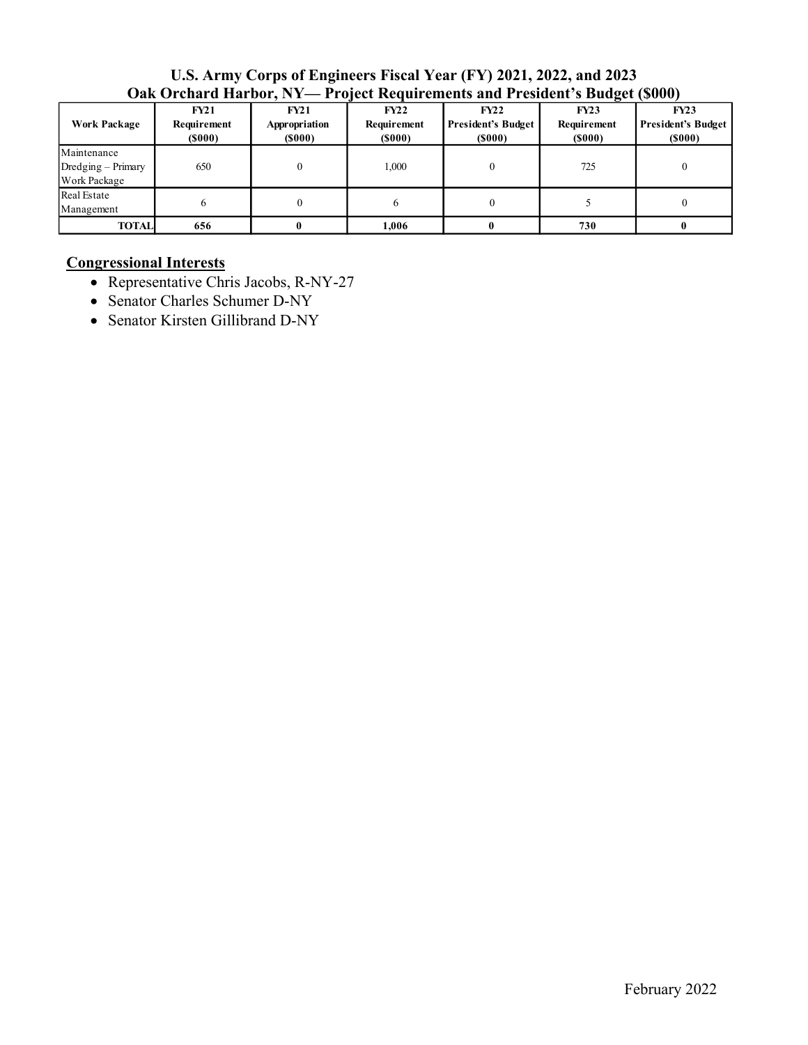## U.S. Army Corps of Engineers Fiscal Year (FY) 2021, 2022, and 2023
## Oak Orchard Harbor, NY— Project Requirements and President's Budget ($000)

| Work Package | FY21 Requirement ($000) | FY21 Appropriation ($000) | FY22 Requirement ($000) | FY22 President's Budget ($000) | FY23 Requirement ($000) | FY23 President's Budget ($000) |
|---|---|---|---|---|---|---|
| Maintenance Dredging – Primary Work Package | 650 | 0 | 1,000 | 0 | 725 | 0 |
| Real Estate Management | 6 | 0 | 6 | 0 | 5 | 0 |
| **TOTAL** | **656** | **0** | **1,006** | **0** | **730** | **0** |

**Congressional Interests**

- Representative Chris Jacobs, R-NY-27
- Senator Charles Schumer D-NY
- Senator Kirsten Gillibrand D-NY

February 2022